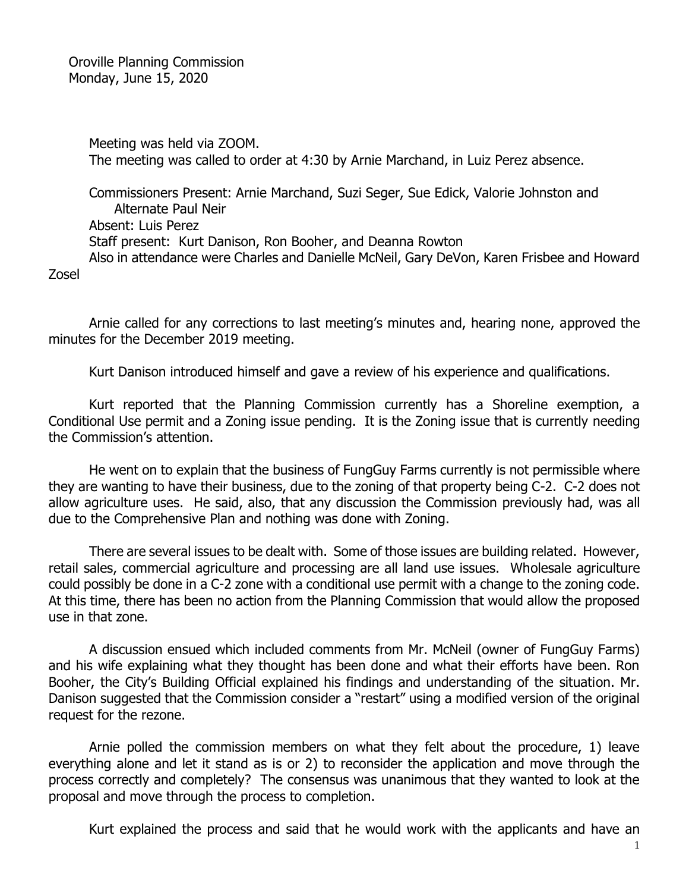Oroville Planning Commission
Monday, June 15, 2020

Meeting was held via ZOOM.
The meeting was called to order at 4:30 by Arnie Marchand, in Luiz Perez absence.

Commissioners Present: Arnie Marchand, Suzi Seger, Sue Edick, Valorie Johnston and Alternate Paul Neir
Absent: Luis Perez
Staff present: Kurt Danison, Ron Booher, and Deanna Rowton
Also in attendance were Charles and Danielle McNeil, Gary DeVon, Karen Frisbee and Howard Zosel

Arnie called for any corrections to last meeting's minutes and, hearing none, approved the minutes for the December 2019 meeting.

Kurt Danison introduced himself and gave a review of his experience and qualifications.

Kurt reported that the Planning Commission currently has a Shoreline exemption, a Conditional Use permit and a Zoning issue pending. It is the Zoning issue that is currently needing the Commission's attention.

He went on to explain that the business of FungGuy Farms currently is not permissible where they are wanting to have their business, due to the zoning of that property being C-2. C-2 does not allow agriculture uses. He said, also, that any discussion the Commission previously had, was all due to the Comprehensive Plan and nothing was done with Zoning.

There are several issues to be dealt with. Some of those issues are building related. However, retail sales, commercial agriculture and processing are all land use issues. Wholesale agriculture could possibly be done in a C-2 zone with a conditional use permit with a change to the zoning code. At this time, there has been no action from the Planning Commission that would allow the proposed use in that zone.

A discussion ensued which included comments from Mr. McNeil (owner of FungGuy Farms) and his wife explaining what they thought has been done and what their efforts have been. Ron Booher, the City's Building Official explained his findings and understanding of the situation. Mr. Danison suggested that the Commission consider a "restart" using a modified version of the original request for the rezone.

Arnie polled the commission members on what they felt about the procedure, 1) leave everything alone and let it stand as is or 2) to reconsider the application and move through the process correctly and completely? The consensus was unanimous that they wanted to look at the proposal and move through the process to completion.

Kurt explained the process and said that he would work with the applicants and have an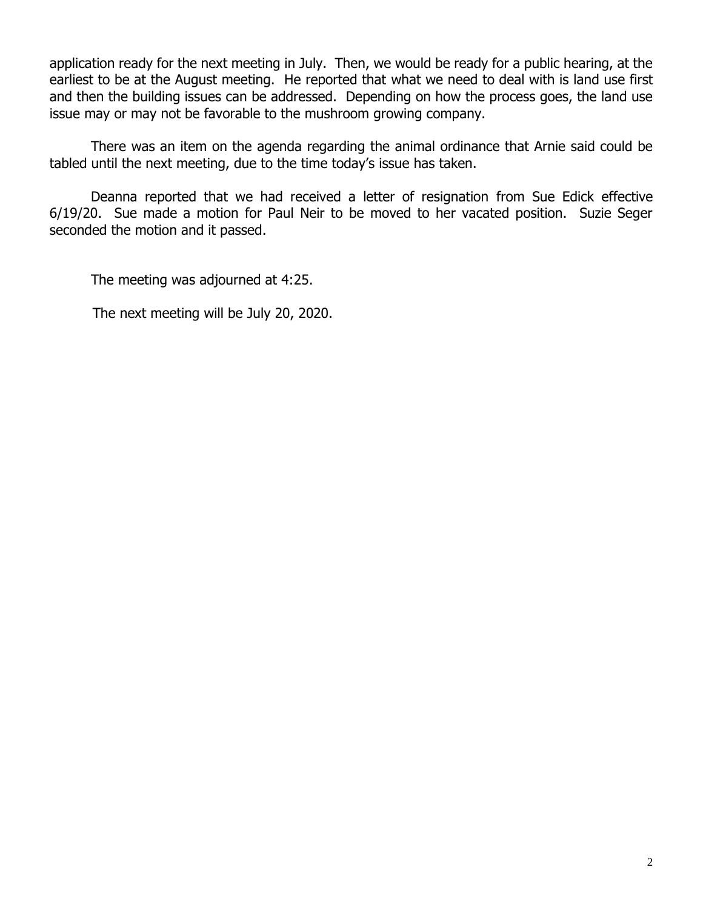application ready for the next meeting in July. Then, we would be ready for a public hearing, at the earliest to be at the August meeting. He reported that what we need to deal with is land use first and then the building issues can be addressed. Depending on how the process goes, the land use issue may or may not be favorable to the mushroom growing company.

There was an item on the agenda regarding the animal ordinance that Arnie said could be tabled until the next meeting, due to the time today's issue has taken.

Deanna reported that we had received a letter of resignation from Sue Edick effective 6/19/20. Sue made a motion for Paul Neir to be moved to her vacated position. Suzie Seger seconded the motion and it passed.

The meeting was adjourned at 4:25.

The next meeting will be July 20, 2020.